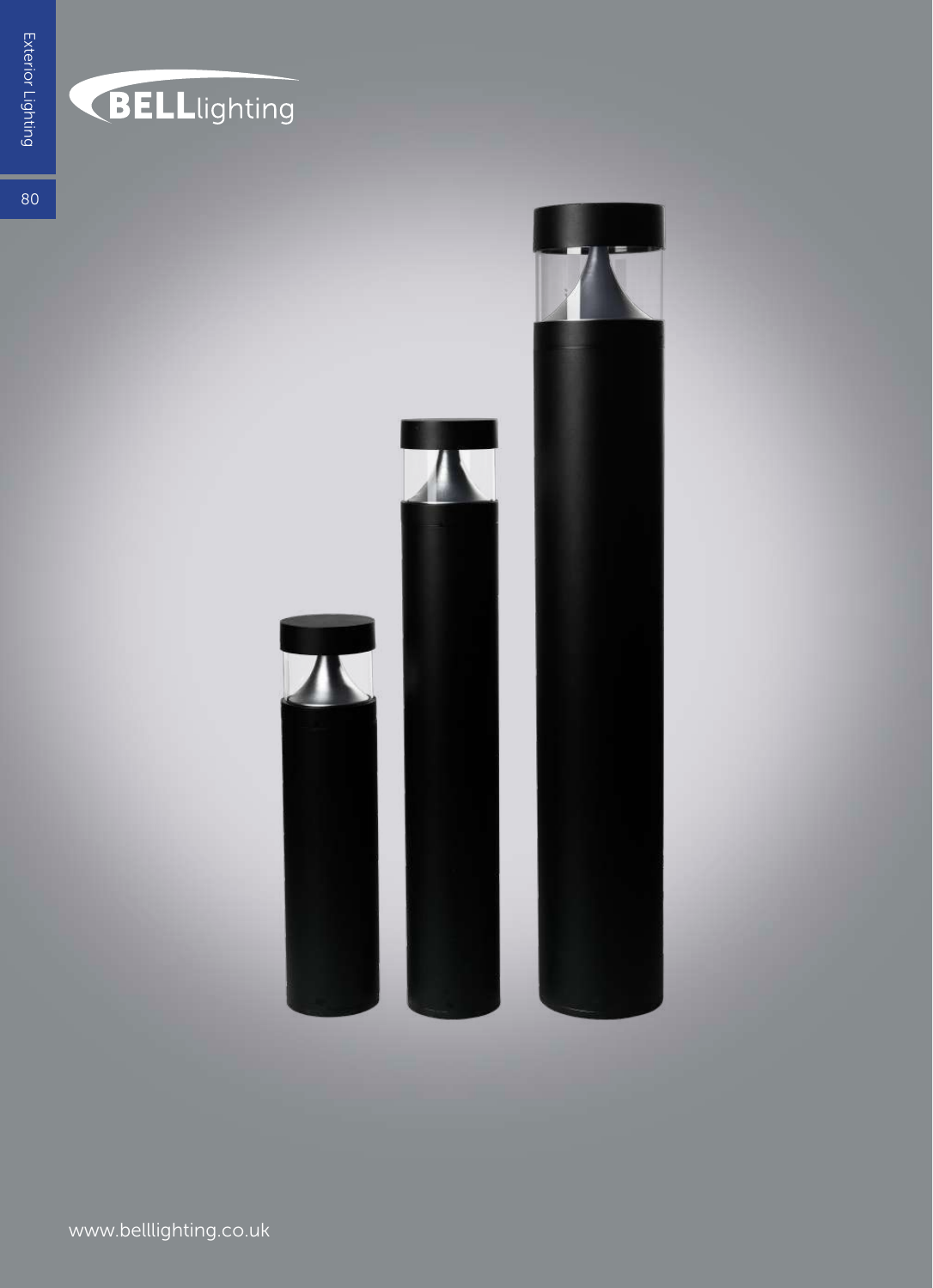BELLlighting

www.belllighting.co.uk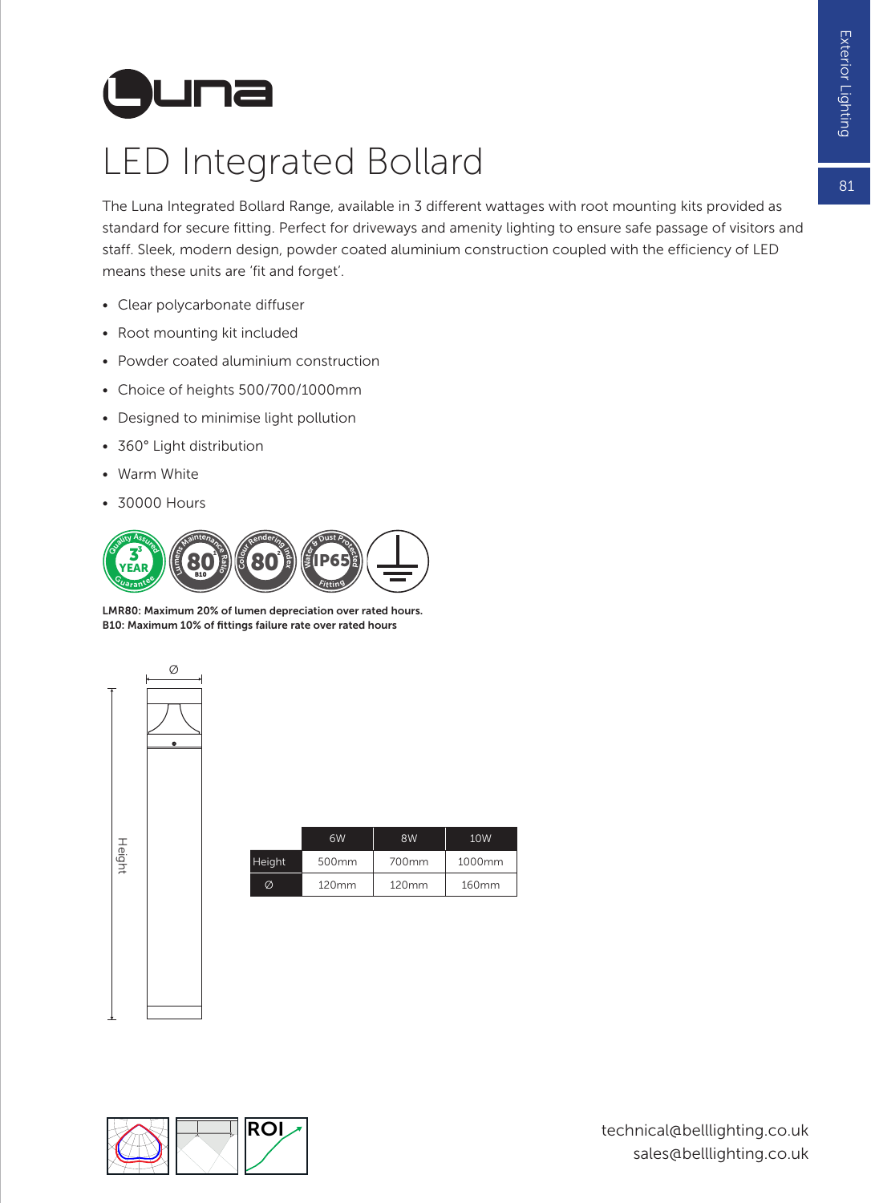# Luna

## LED Integrated Bollard

The Luna Integrated Bollard Range, available in 3 different wattages with root mounting kits provided as standard for secure fitting. Perfect for driveways and amenity lighting to ensure safe passage of visitors and staff. Sleek, modern design, powder coated aluminium construction coupled with the efficiency of LED means these units are 'fit and forget'.

- Clear polycarbonate diffuser
- Root mounting kit included
- Powder coated aluminium construction
- Choice of heights 500/700/1000mm
- Designed to minimise light pollution
- 360° Light distribution
- Warm White
- 30000 Hours

**LMR80: Maximum 20% of lumen depreciation over rated hours.**
**B10: Maximum 10% of fittings failure rate over rated hours**

| | 6W | 8W | 10W |
|---|---|---|---|
| Height | 500mm | 700mm | 1000mm |
| Ø | 120mm | 120mm | 160mm |

technical@belllighting.co.uk
sales@belllighting.co.uk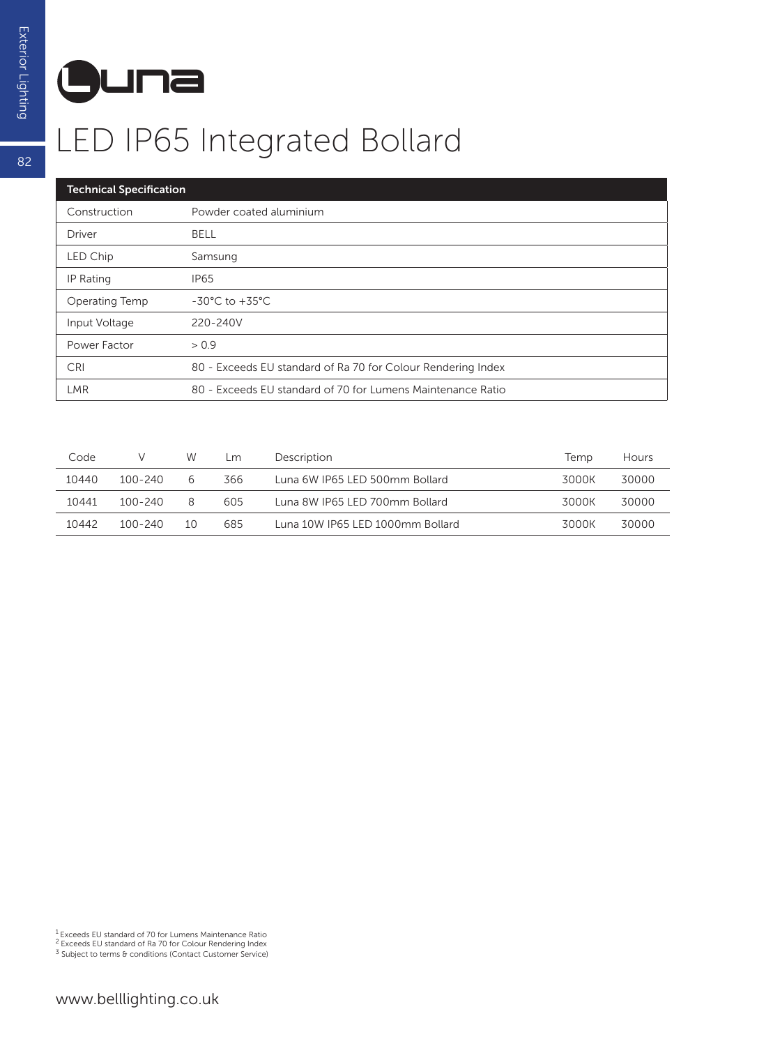# Luna

## LED IP65 Integrated Bollard

| Technical Specification | |
|---|---|
| Construction | Powder coated aluminium |
| Driver | BELL |
| LED Chip | Samsung |
| IP Rating | IP65 |
| Operating Temp | -30°C to +35°C |
| Input Voltage | 220-240V |
| Power Factor | > 0.9 |
| CRI | 80 - Exceeds EU standard of Ra 70 for Colour Rendering Index |
| LMR | 80 - Exceeds EU standard of 70 for Lumens Maintenance Ratio |

| Code | V | W | Lm | Description | Temp | Hours |
|---|---|---|---|---|---|---|
| 10440 | 100-240 | 6 | 366 | Luna 6W IP65 LED 500mm Bollard | 3000K | 30000 |
| 10441 | 100-240 | 8 | 605 | Luna 8W IP65 LED 700mm Bollard | 3000K | 30000 |
| 10442 | 100-240 | 10 | 685 | Luna 10W IP65 LED 1000mm Bollard | 3000K | 30000 |

[1] Exceeds EU standard of 70 for Lumens Maintenance Ratio
[2] Exceeds EU standard of Ra 70 for Colour Rendering Index
[3] Subject to terms & conditions (Contact Customer Service)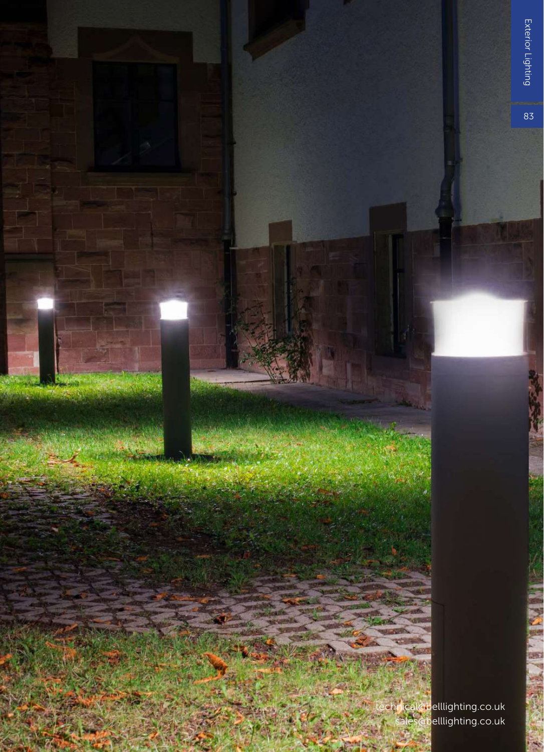technical@belllighting.co.uk
sales@belllighting.co.uk